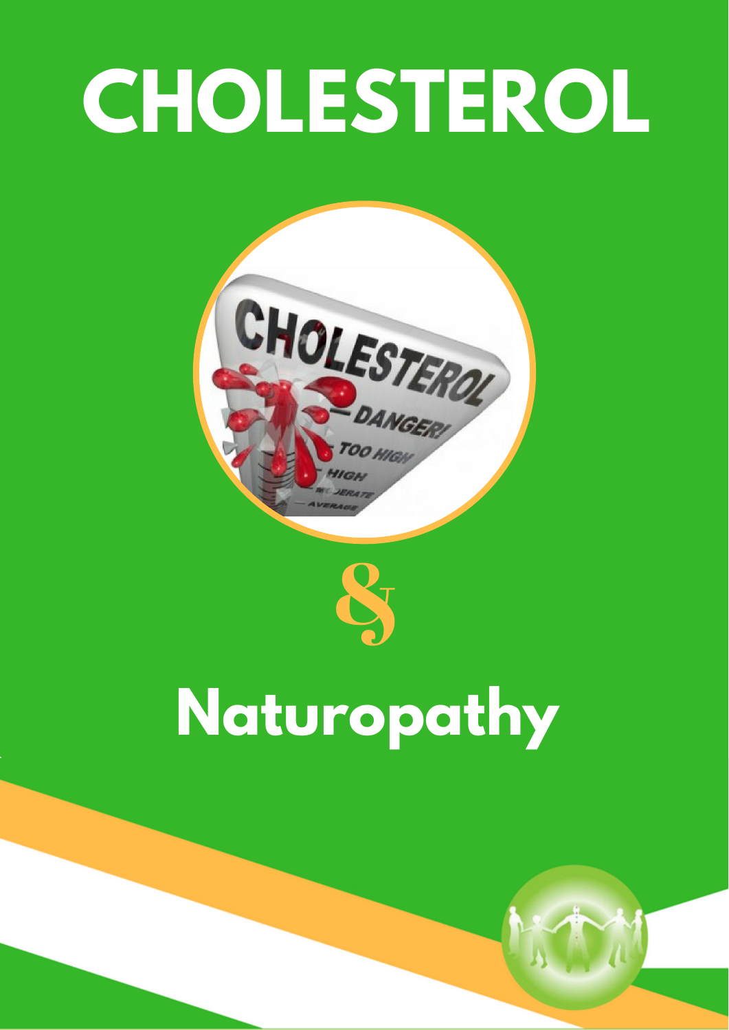# CHOLESTEROL

&

# Naturopathy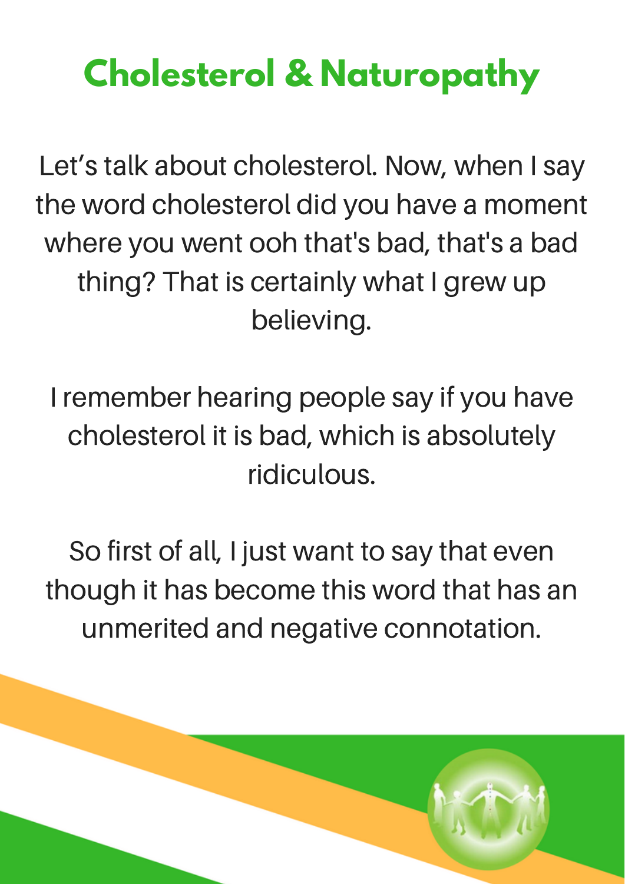# Cholesterol & Naturopathy

Let's talk about cholesterol. Now, when I say the word cholesterol did you have a moment where you went ooh that's bad, that's a bad thing? That is certainly what I grew up believing.

I remember hearing people say if you have cholesterol it is bad, which is absolutely ridiculous.

So first of all, I just want to say that even though it has become this word that has an unmerited and negative connotation.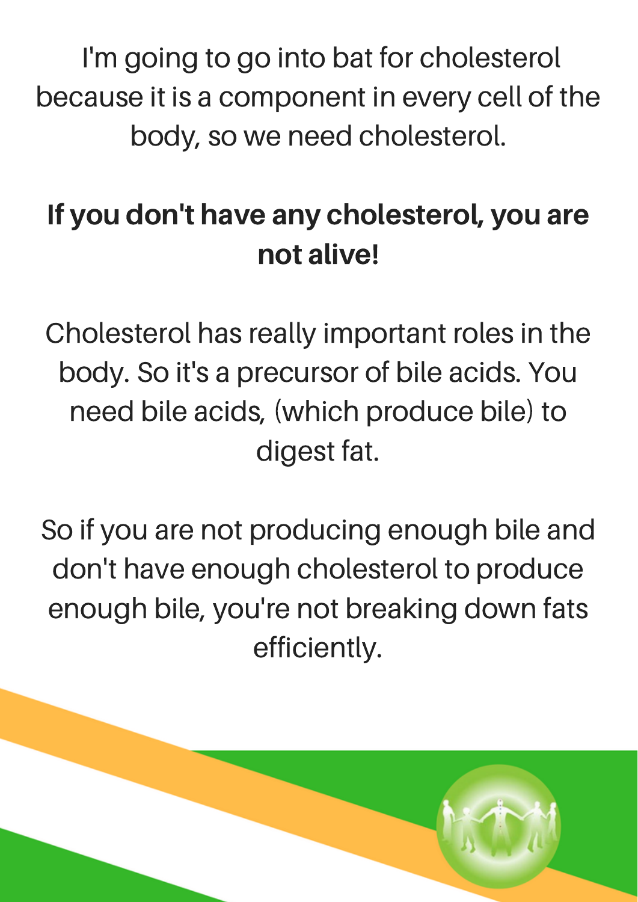I'm going to go into bat for cholesterol because it is a component in every cell of the body, so we need cholesterol.

**If you don't have any cholesterol, you are not alive!**

Cholesterol has really important roles in the body. So it's a precursor of bile acids. You need bile acids, (which produce bile) to digest fat.

So if you are not producing enough bile and don't have enough cholesterol to produce enough bile, you're not breaking down fats efficiently.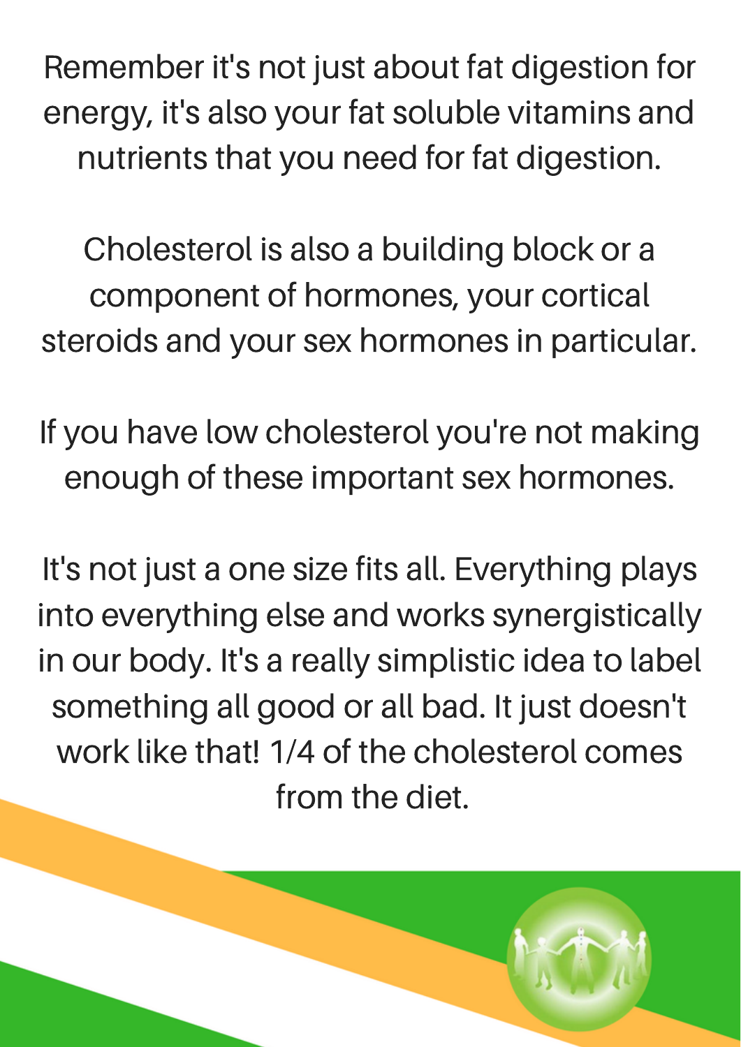Remember it's not just about fat digestion for energy, it's also your fat soluble vitamins and nutrients that you need for fat digestion.

Cholesterol is also a building block or a component of hormones, your cortical steroids and your sex hormones in particular.

If you have low cholesterol you're not making enough of these important sex hormones.

It's not just a one size fits all. Everything plays into everything else and works synergistically in our body. It's a really simplistic idea to label something all good or all bad. It just doesn't work like that! 1/4 of the cholesterol comes from the diet.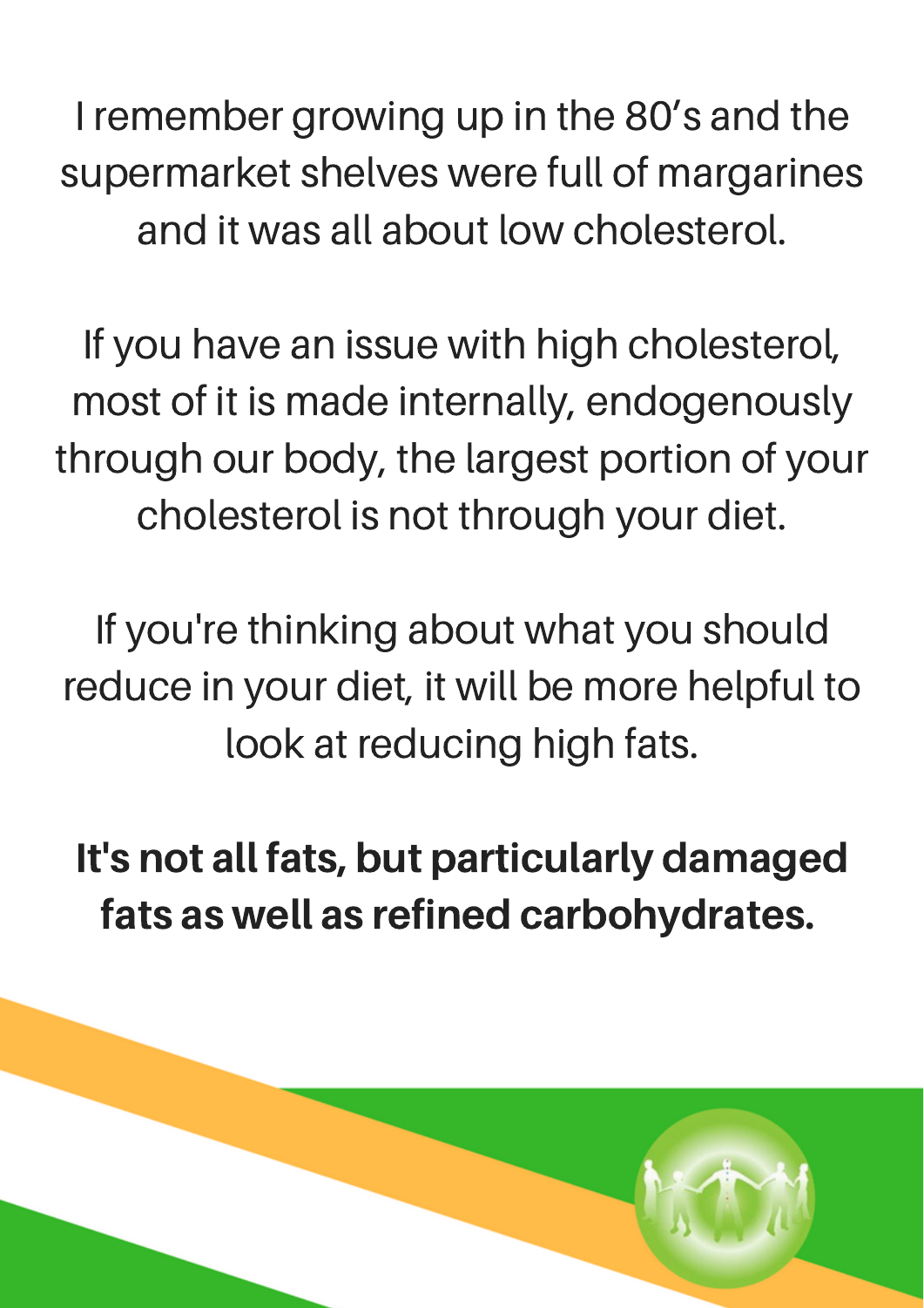I remember growing up in the 80's and the supermarket shelves were full of margarines and it was all about low cholesterol.

If you have an issue with high cholesterol, most of it is made internally, endogenously through our body, the largest portion of your cholesterol is not through your diet.

If you're thinking about what you should reduce in your diet, it will be more helpful to look at reducing high fats.

**It's not all fats, but particularly damaged fats as well as refined carbohydrates.**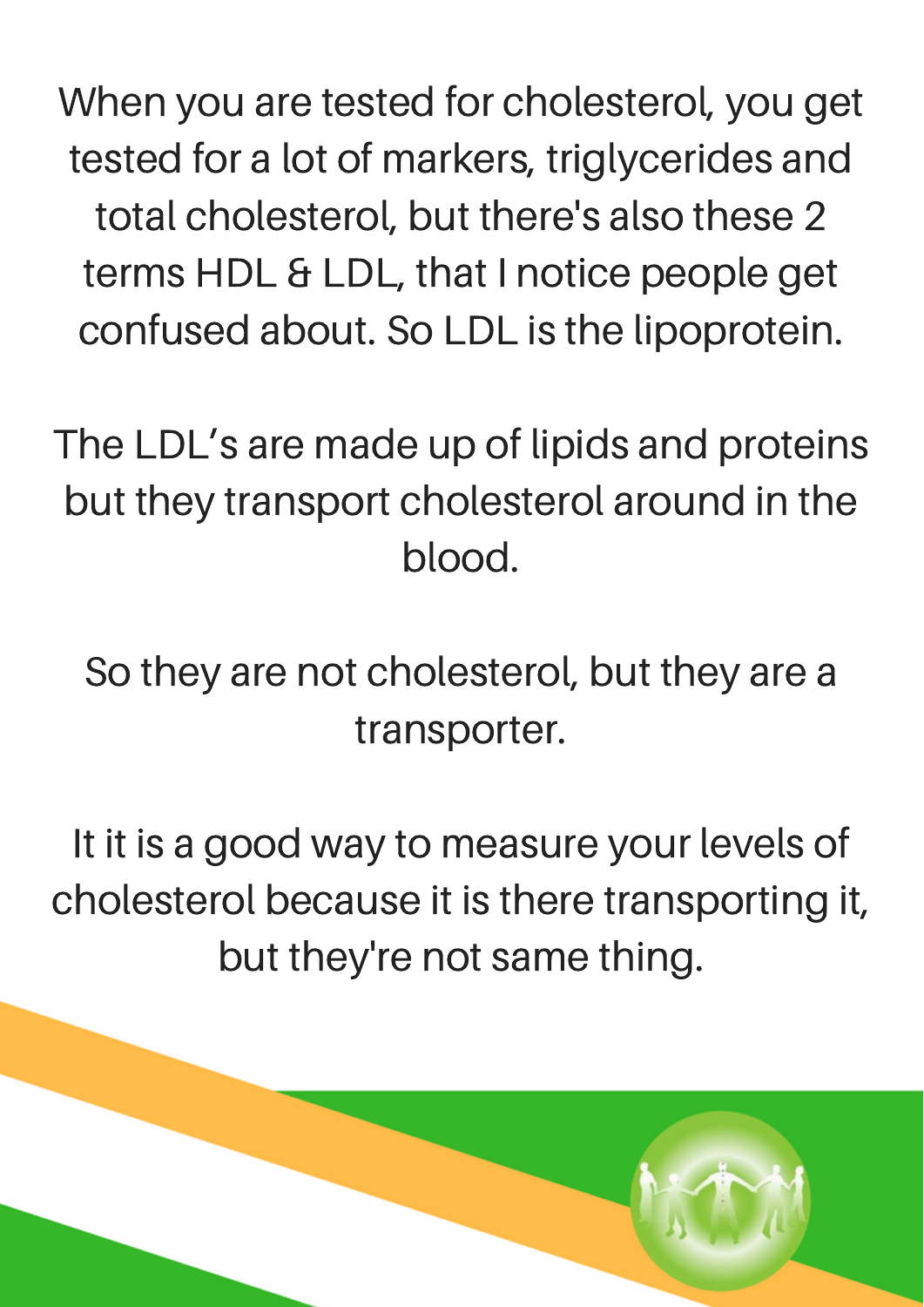When you are tested for cholesterol, you get tested for a lot of markers, triglycerides and total cholesterol, but there's also these 2 terms HDL & LDL, that I notice people get confused about. So LDL is the lipoprotein.

The LDL's are made up of lipids and proteins but they transport cholesterol around in the blood.

So they are not cholesterol, but they are a transporter.

It it is a good way to measure your levels of cholesterol because it is there transporting it, but they're not same thing.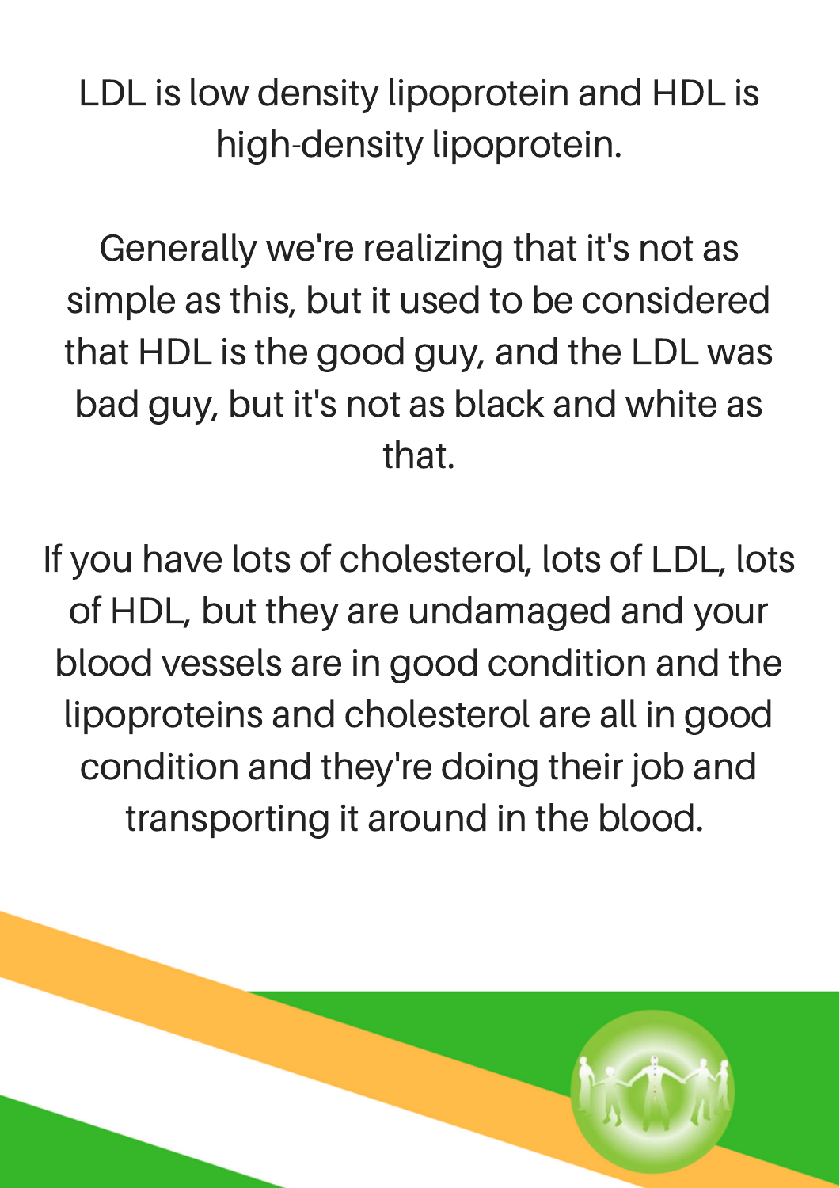LDL is low density lipoprotein and HDL is high-density lipoprotein.

Generally we're realizing that it's not as simple as this, but it used to be considered that HDL is the good guy, and the LDL was bad guy, but it's not as black and white as that.

If you have lots of cholesterol, lots of LDL, lots of HDL, but they are undamaged and your blood vessels are in good condition and the lipoproteins and cholesterol are all in good condition and they're doing their job and transporting it around in the blood.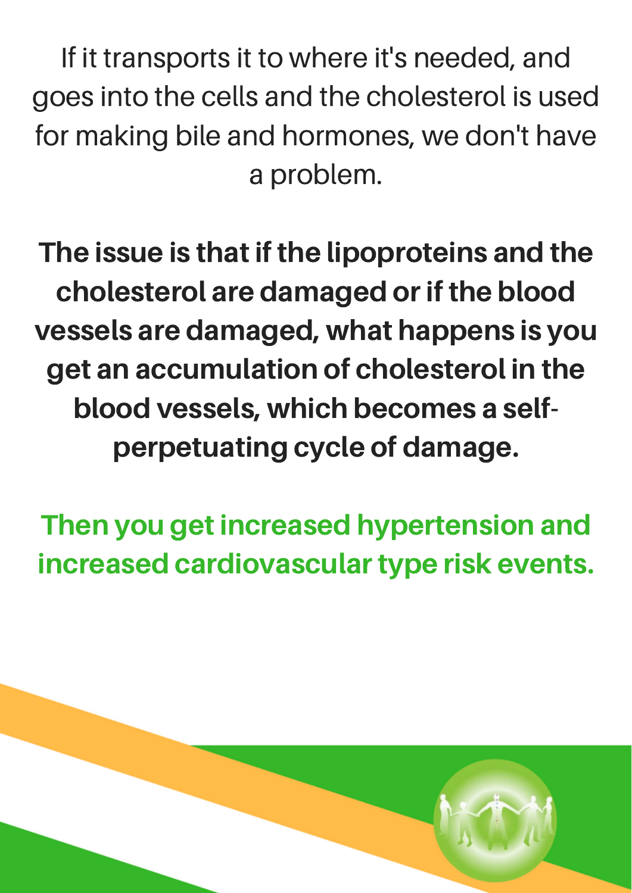If it transports it to where it's needed, and goes into the cells and the cholesterol is used for making bile and hormones, we don't have a problem.

**The issue is that if the lipoproteins and the cholesterol are damaged or if the blood vessels are damaged, what happens is you get an accumulation of cholesterol in the blood vessels, which becomes a self-perpetuating cycle of damage.**

**Then you get increased hypertension and increased cardiovascular type risk events.**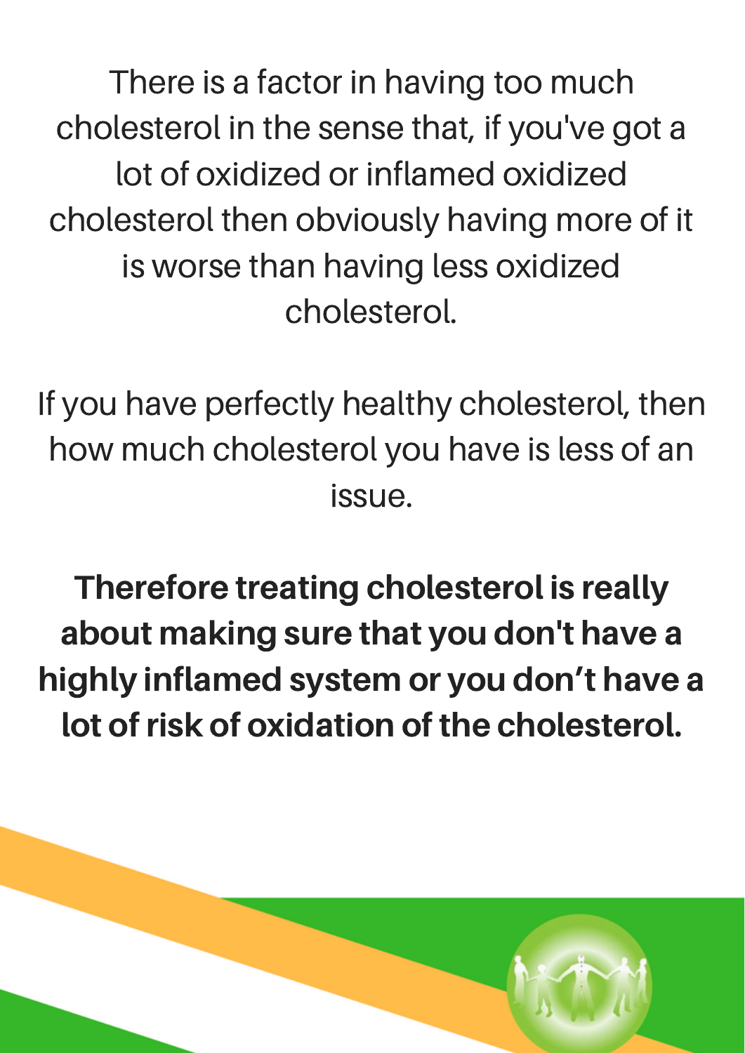There is a factor in having too much cholesterol in the sense that, if you've got a lot of oxidized or inflamed oxidized cholesterol then obviously having more of it is worse than having less oxidized cholesterol.

If you have perfectly healthy cholesterol, then how much cholesterol you have is less of an issue.

**Therefore treating cholesterol is really about making sure that you don't have a highly inflamed system or you don't have a lot of risk of oxidation of the cholesterol.**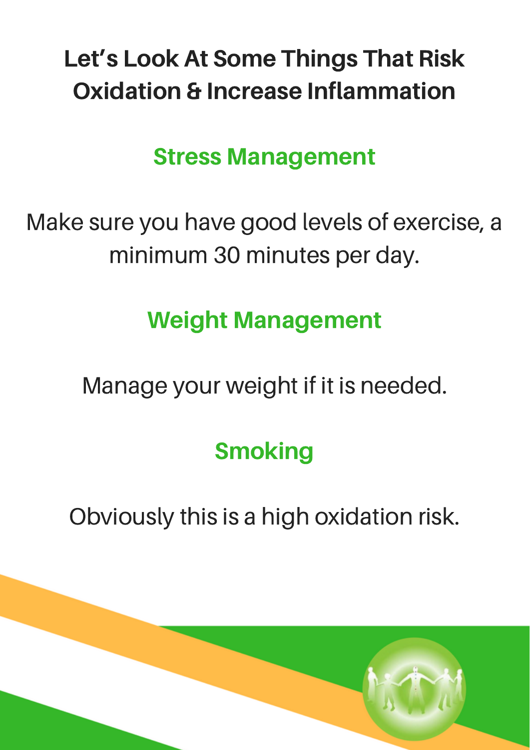# Let's Look At Some Things That Risk Oxidation & Increase Inflammation

## Stress Management

Make sure you have good levels of exercise, a minimum 30 minutes per day.

## Weight Management

Manage your weight if it is needed.

## Smoking

Obviously this is a high oxidation risk.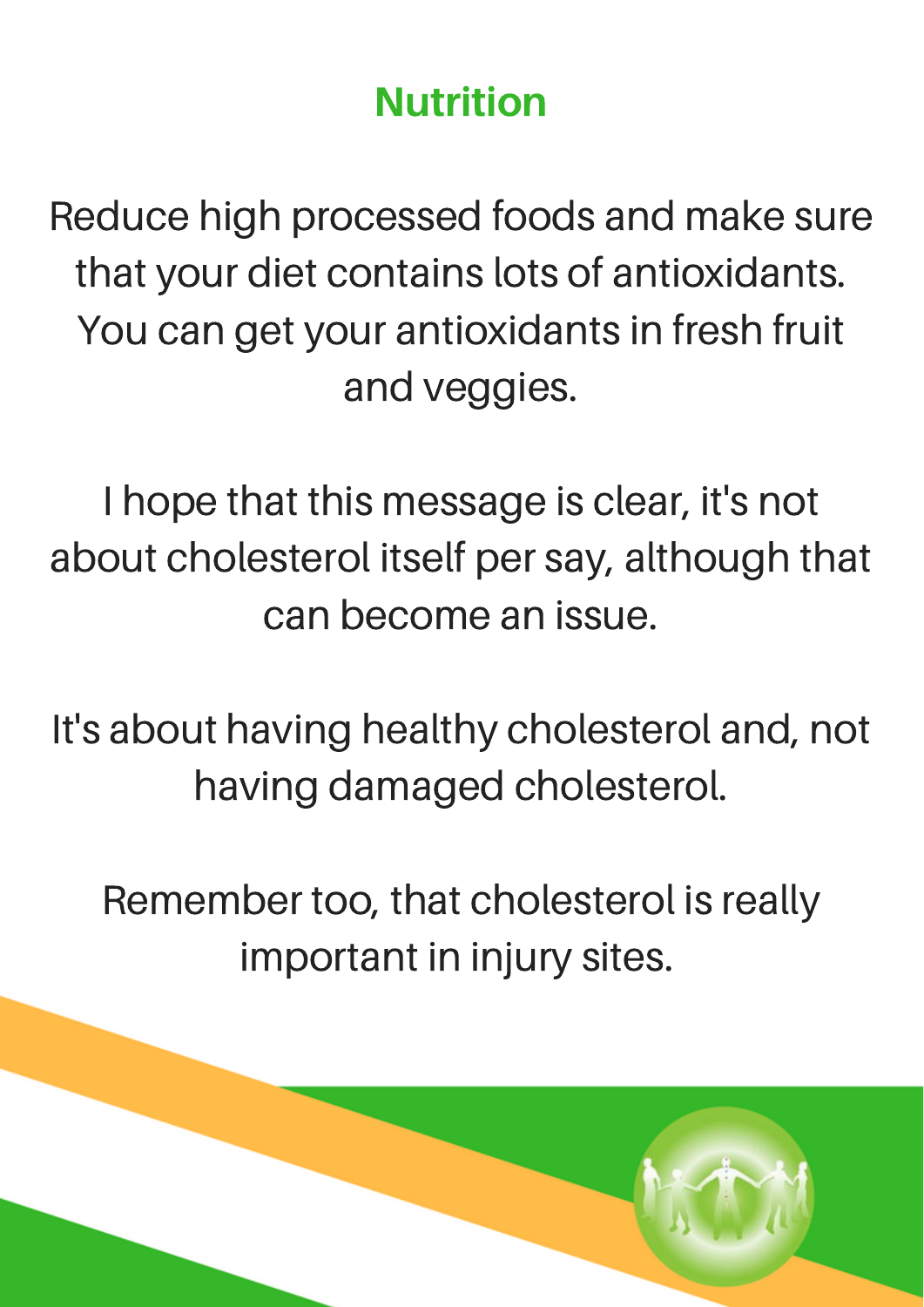## Nutrition

Reduce high processed foods and make sure that your diet contains lots of antioxidants. You can get your antioxidants in fresh fruit and veggies.

I hope that this message is clear, it's not about cholesterol itself per say, although that can become an issue.

It's about having healthy cholesterol and, not having damaged cholesterol.

Remember too, that cholesterol is really important in injury sites.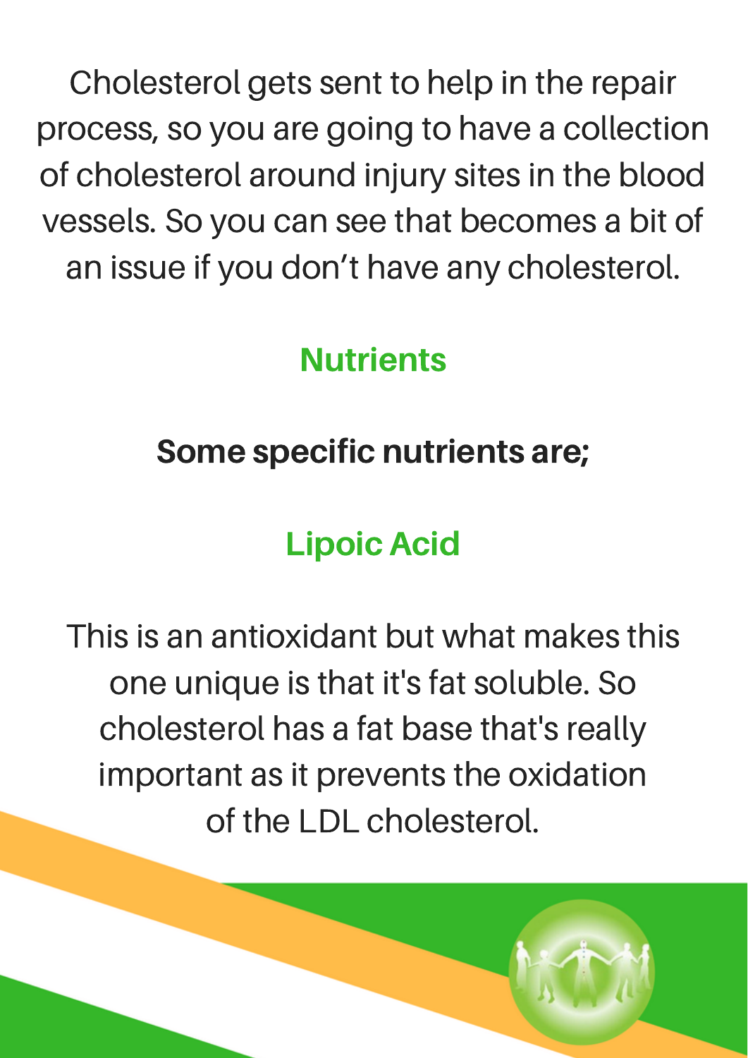Cholesterol gets sent to help in the repair process, so you are going to have a collection of cholesterol around injury sites in the blood vessels. So you can see that becomes a bit of an issue if you don't have any cholesterol.

## Nutrients

**Some specific nutrients are;**

### Lipoic Acid

This is an antioxidant but what makes this one unique is that it's fat soluble. So cholesterol has a fat base that's really important as it prevents the oxidation of the LDL cholesterol.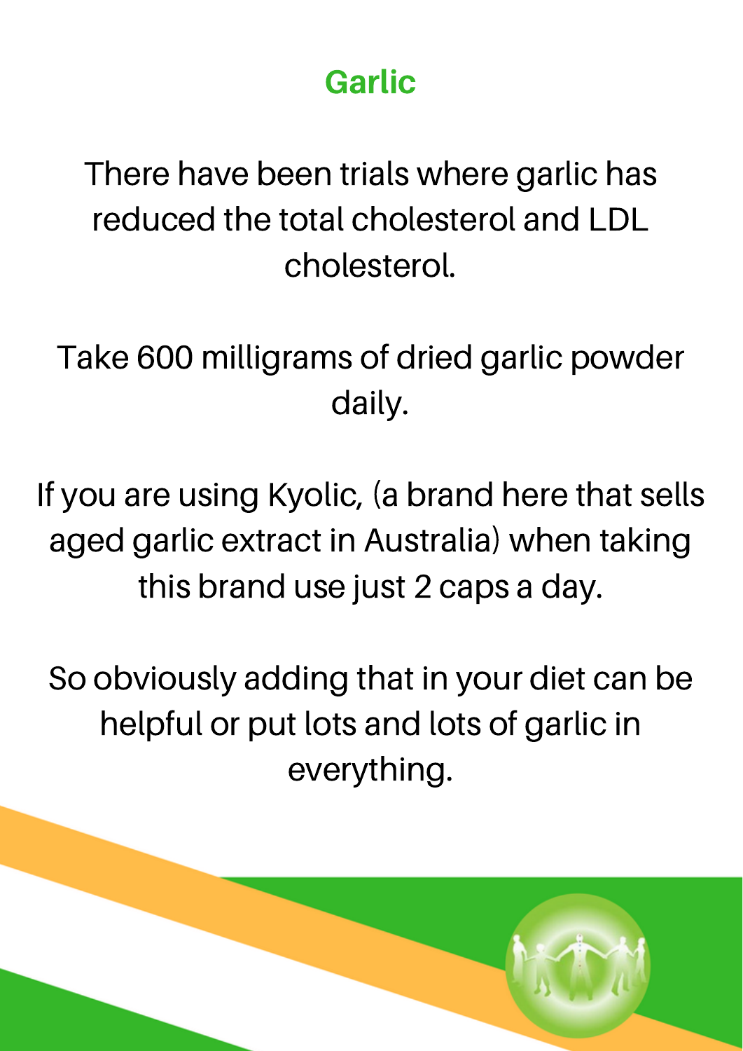## Garlic

There have been trials where garlic has reduced the total cholesterol and LDL cholesterol.

Take 600 milligrams of dried garlic powder daily.

If you are using Kyolic, (a brand here that sells aged garlic extract in Australia) when taking this brand use just 2 caps a day.

So obviously adding that in your diet can be helpful or put lots and lots of garlic in everything.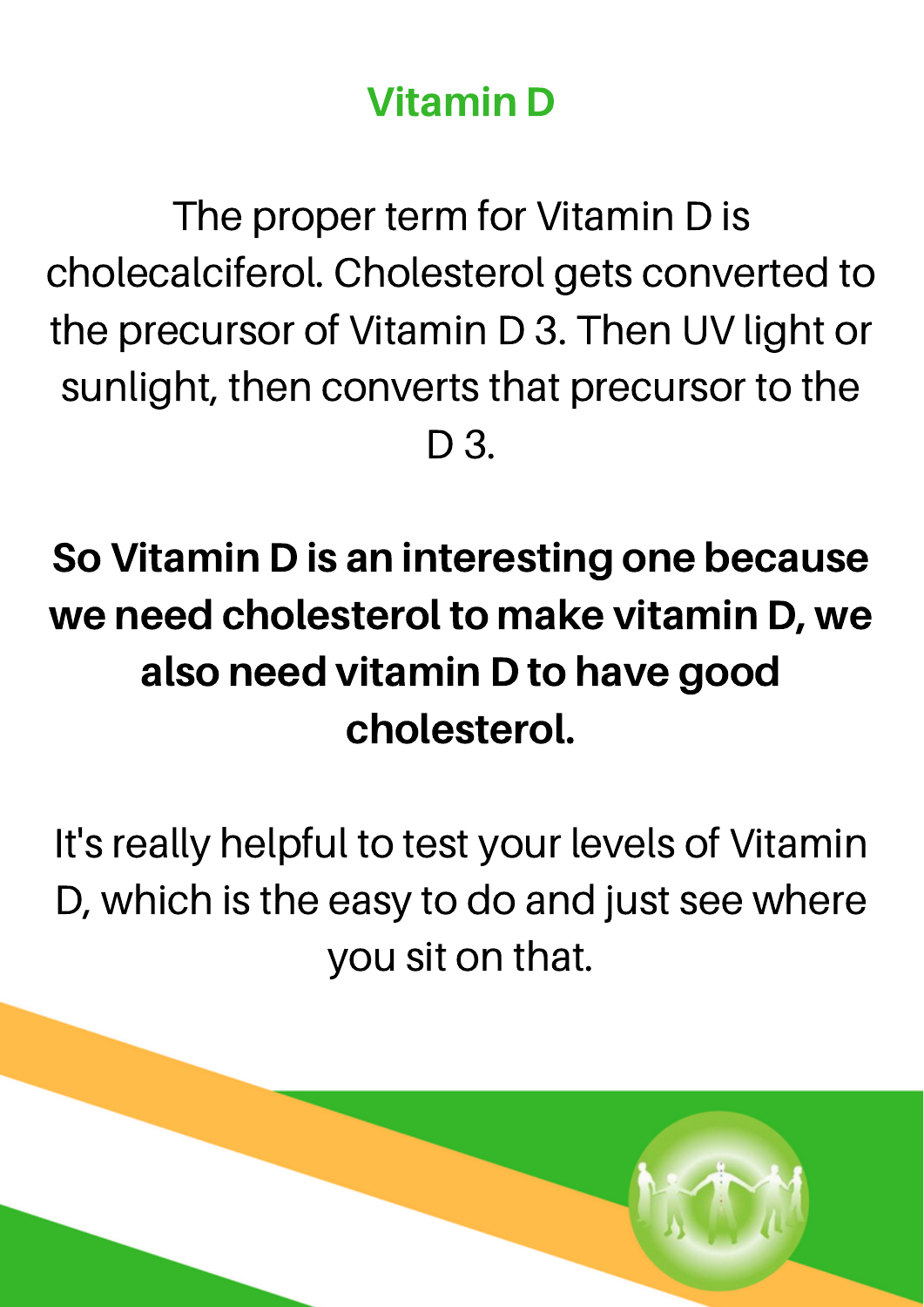# Vitamin D

The proper term for Vitamin D is cholecalciferol. Cholesterol gets converted to the precursor of Vitamin D 3. Then UV light or sunlight, then converts that precursor to the D 3.

**So Vitamin D is an interesting one because we need cholesterol to make vitamin D, we also need vitamin D to have good cholesterol.**

It's really helpful to test your levels of Vitamin D, which is the easy to do and just see where you sit on that.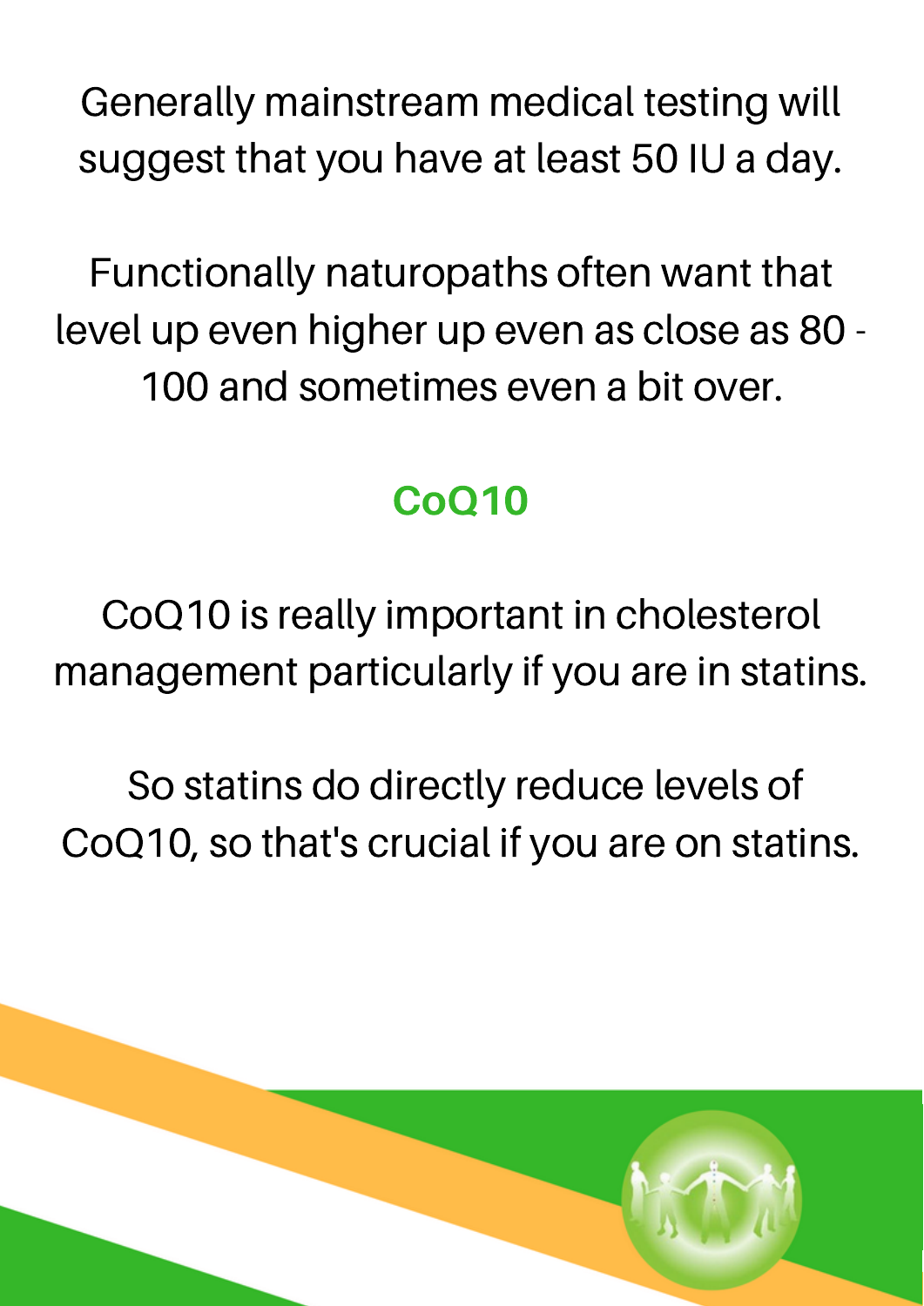Generally mainstream medical testing will suggest that you have at least 50 IU a day.

Functionally naturopaths often want that level up even higher up even as close as 80 - 100 and sometimes even a bit over.

## CoQ10

CoQ10 is really important in cholesterol management particularly if you are in statins.

So statins do directly reduce levels of CoQ10, so that's crucial if you are on statins.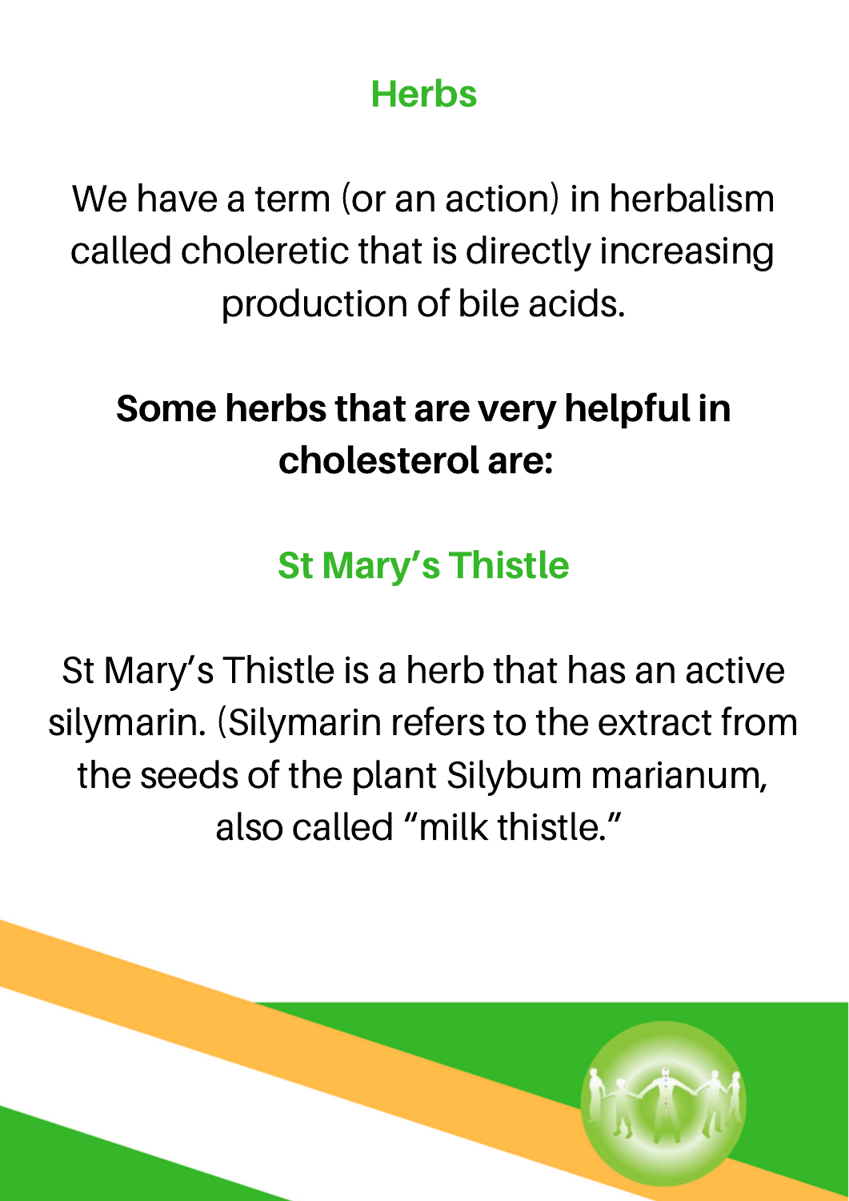## Herbs

We have a term (or an action) in herbalism called choleretic that is directly increasing production of bile acids.

**Some herbs that are very helpful in cholesterol are:**

### St Mary's Thistle

St Mary's Thistle is a herb that has an active silymarin. (Silymarin refers to the extract from the seeds of the plant Silybum marianum, also called "milk thistle."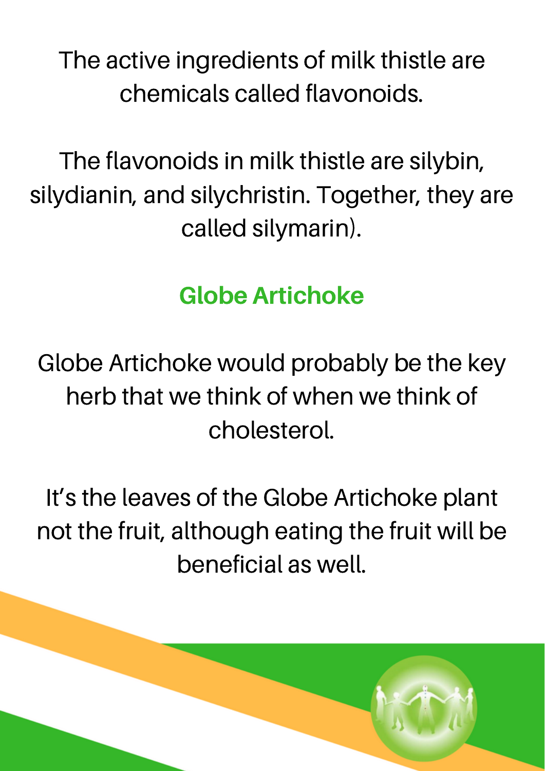The active ingredients of milk thistle are chemicals called flavonoids.

The flavonoids in milk thistle are silybin, silydianin, and silychristin. Together, they are called silymarin).

## Globe Artichoke

Globe Artichoke would probably be the key herb that we think of when we think of cholesterol.

It's the leaves of the Globe Artichoke plant not the fruit, although eating the fruit will be beneficial as well.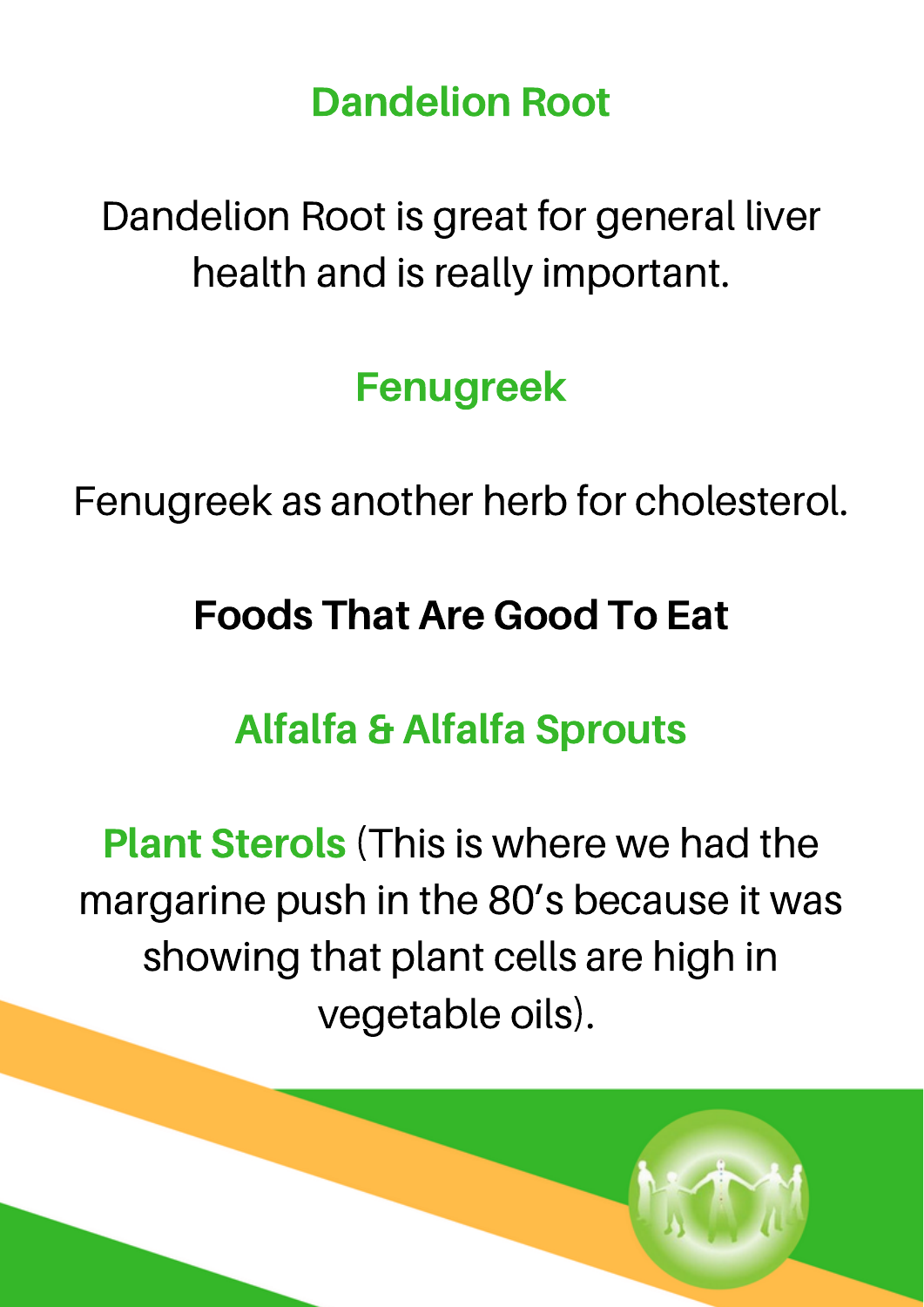### Dandelion Root

Dandelion Root is great for general liver health and is really important.

### Fenugreek

Fenugreek as another herb for cholesterol.

## Foods That Are Good To Eat

### Alfalfa & Alfalfa Sprouts

**Plant Sterols** (This is where we had the margarine push in the 80's because it was showing that plant cells are high in vegetable oils).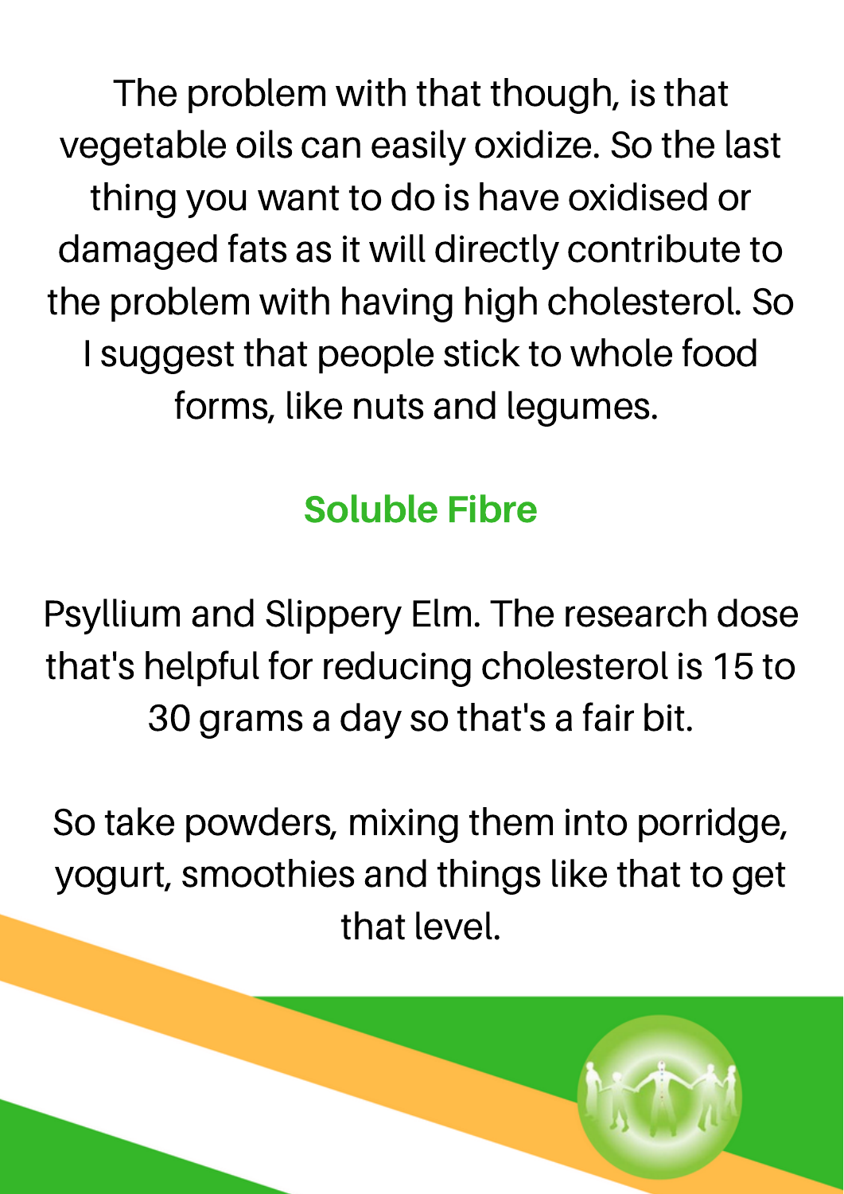The problem with that though, is that vegetable oils can easily oxidize. So the last thing you want to do is have oxidised or damaged fats as it will directly contribute to the problem with having high cholesterol. So I suggest that people stick to whole food forms, like nuts and legumes.

## Soluble Fibre

Psyllium and Slippery Elm. The research dose that's helpful for reducing cholesterol is 15 to 30 grams a day so that's a fair bit.

So take powders, mixing them into porridge, yogurt, smoothies and things like that to get that level.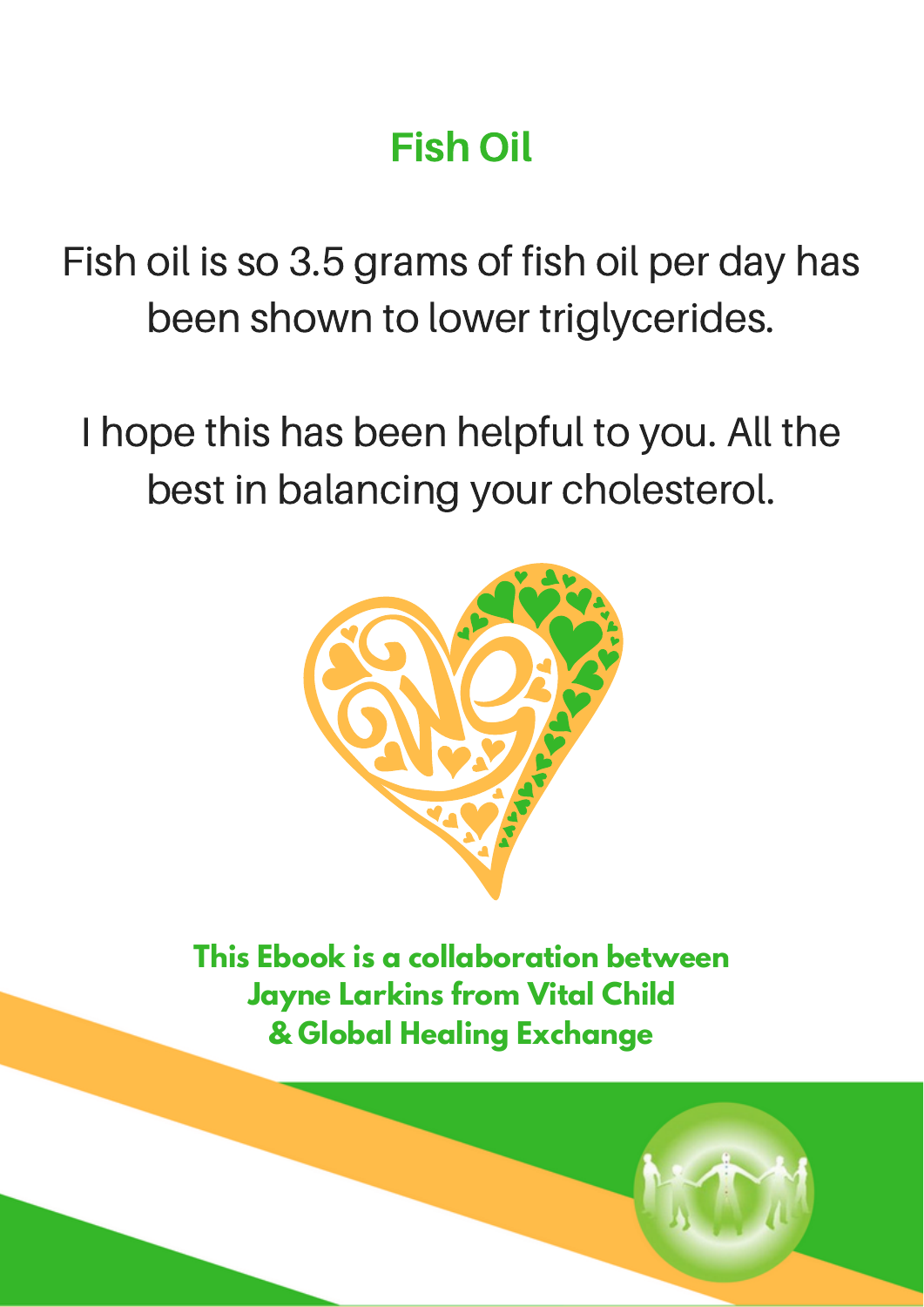## Fish Oil

Fish oil is so 3.5 grams of fish oil per day has been shown to lower triglycerides.

I hope this has been helpful to you. All the best in balancing your cholesterol.

**This Ebook is a collaboration between Jayne Larkins from Vital Child & Global Healing Exchange**